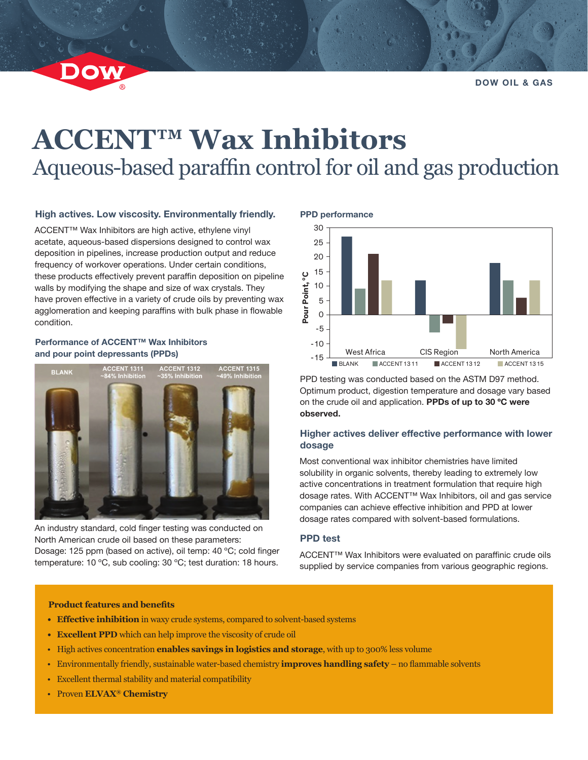# ACCENT™ Wax Inhibitors

## Aqueous-based paraffin control for oil and gas production

### High actives. Low viscosity. Environmentally friendly.

ACCENT™ Wax Inhibitors are high active, ethylene vinyl acetate, aqueous-based dispersions designed to control wax deposition in pipelines, increase production output and reduce frequency of workover operations. Under certain conditions, these products effectively prevent paraffin deposition on pipeline walls by modifying the shape and size of wax crystals. They have proven effective in a variety of crude oils by preventing wax agglomeration and keeping paraffins with bulk phase in flowable condition.

### Performance of ACCENT™ Wax Inhibitors and pour point depressants (PPDs)

BLANK | ACCENT 1311 ~84% Inhibition | ACCENT 1312 ~35% Inhibition | ACCENT 1315 ~49% Inhibition

An industry standard, cold finger testing was conducted on North American crude oil based on these parameters: Dosage: 125 ppm (based on active), oil temp: 40 ºC; cold finger temperature: 10 ºC, sub cooling: 30 ºC; test duration: 18 hours.

### PPD performance

Pour Point, °C

| Region | BLANK | ACCENT 1311 | ACCENT 1312 | ACCENT 1315 |
|---|---|---|---|---|
| West Africa | 27 | 9 | 21 | 12 |
| CIS Region | 12 | -6 | -3 | -12 |
| North America | 18 | 12 | 6 | 12 |

PPD testing was conducted based on the ASTM D97 method. Optimum product, digestion temperature and dosage vary based on the crude oil and application. **PPDs of up to 30 ºC were observed.**

### Higher actives deliver effective performance with lower dosage

Most conventional wax inhibitor chemistries have limited solubility in organic solvents, thereby leading to extremely low active concentrations in treatment formulation that require high dosage rates. With ACCENT™ Wax Inhibitors, oil and gas service companies can achieve effective inhibition and PPD at lower dosage rates compared with solvent-based formulations.

### PPD test

ACCENT™ Wax Inhibitors were evaluated on paraffinic crude oils supplied by service companies from various geographic regions.

### Product features and benefits

- **Effective inhibition** in waxy crude systems, compared to solvent-based systems
- **Excellent PPD** which can help improve the viscosity of crude oil
- High actives concentration **enables savings in logistics and storage**, with up to 300% less volume
- Environmentally friendly, sustainable water-based chemistry **improves handling safety** – no flammable solvents
- Excellent thermal stability and material compatibility
- Proven **ELVAX® Chemistry**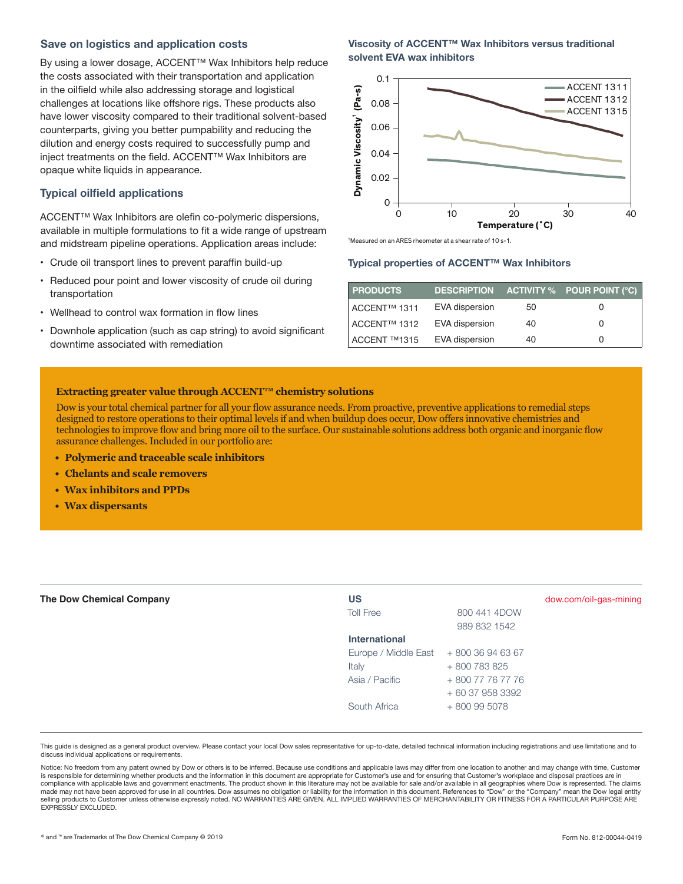## Save on logistics and application costs

By using a lower dosage, ACCENT™ Wax Inhibitors help reduce the costs associated with their transportation and application in the oilfield while also addressing storage and logistical challenges at locations like offshore rigs. These products also have lower viscosity compared to their traditional solvent-based counterparts, giving you better pumpability and reducing the dilution and energy costs required to successfully pump and inject treatments on the field. ACCENT™ Wax Inhibitors are opaque white liquids in appearance.

## Typical oilfield applications

ACCENT™ Wax Inhibitors are olefin co-polymeric dispersions, available in multiple formulations to fit a wide range of upstream and midstream pipeline operations. Application areas include:

- Crude oil transport lines to prevent paraffin build-up
- Reduced pour point and lower viscosity of crude oil during transportation
- Wellhead to control wax formation in flow lines
- Downhole application (such as cap string) to avoid significant downtime associated with remediation

### Viscosity of ACCENT™ Wax Inhibitors versus traditional solvent EVA wax inhibitors

Dynamic Viscosity[1] (Pa-s)
0.1
0.08
0.06
0.04
0.02
0
0
10
20
30
40
Temperature (˚C)
ACCENT 1311
ACCENT 1312
ACCENT 1315

[1]Measured on an ARES rheometer at a shear rate of 10 s-1.

### Typical properties of ACCENT™ Wax Inhibitors

| PRODUCTS | DESCRIPTION | ACTIVITY % | POUR POINT (°C) |
|---|---|---|---|
| ACCENT™ 1311 | EVA dispersion | 50 | 0 |
| ACCENT™ 1312 | EVA dispersion | 40 | 0 |
| ACCENT ™1315 | EVA dispersion | 40 | 0 |

**Extracting greater value through ACCENT™ chemistry solutions**

Dow is your total chemical partner for all your flow assurance needs. From proactive, preventive applications to remedial steps designed to restore operations to their optimal levels if and when buildup does occur, Dow offers innovative chemistries and technologies to improve flow and bring more oil to the surface. Our sustainable solutions address both organic and inorganic flow assurance challenges. Included in our portfolio are:

- **Polymeric and traceable scale inhibitors**
- **Chelants and scale removers**
- **Wax inhibitors and PPDs**
- **Wax dispersants**

**The Dow Chemical Company**

**US**

| | |
|---|---|
| Toll Free | 800 441 4DOW |
| | 989 832 1542 |

**International**

| | |
|---|---|
| Europe / Middle East | + 800 36 94 63 67 |
| Italy | + 800 783 825 |
| Asia / Pacific | + 800 77 76 77 76 |
| | + 60 37 958 3392 |
| South Africa | + 800 99 5078 |

dow.com/oil-gas-mining

This guide is designed as a general product overview. Please contact your local Dow sales representative for up-to-date, detailed technical information including registrations and use limitations and to discuss individual applications or requirements.

Notice: No freedom from any patent owned by Dow or others is to be inferred. Because use conditions and applicable laws may differ from one location to another and may change with time, Customer is responsible for determining whether products and the information in this document are appropriate for Customer's use and for ensuring that Customer's workplace and disposal practices are in compliance with applicable laws and government enactments. The product shown in this literature may not be available for sale and/or available in all geographies where Dow is represented. The claims made may not have been approved for use in all countries. Dow assumes no obligation or liability for the information in this document. References to "Dow" or the "Company" mean the Dow legal entity selling products to Customer unless otherwise expressly noted. NO WARRANTIES ARE GIVEN. ALL IMPLIED WARRANTIES OF MERCHANTABILITY OR FITNESS FOR A PARTICULAR PURPOSE ARE EXPRESSLY EXCLUDED.

® and ™ are Trademarks of The Dow Chemical Company © 2019

Form No. 812-00044-0419